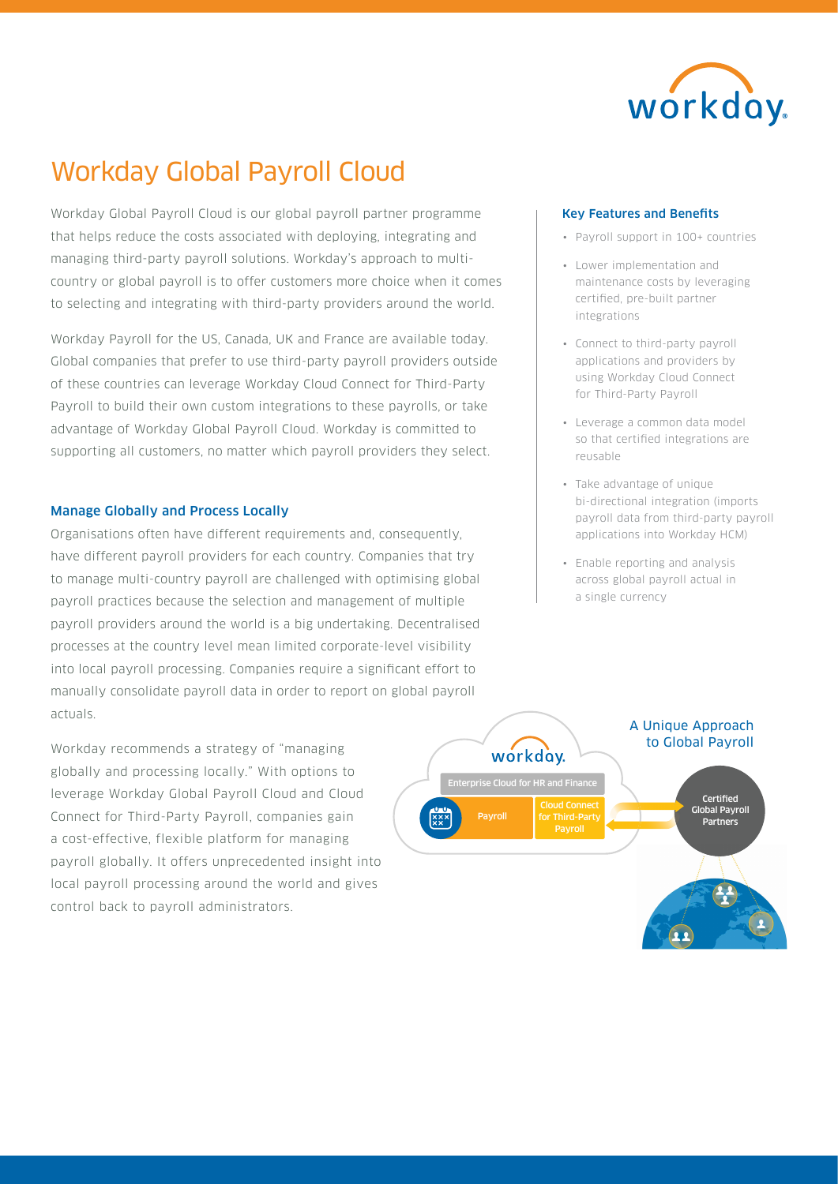# Workday Global Payroll Cloud

Workday Global Payroll Cloud is our global payroll partner programme that helps reduce the costs associated with deploying, integrating and managing third-party payroll solutions. Workday's approach to multi-country or global payroll is to offer customers more choice when it comes to selecting and integrating with third-party providers around the world.

Workday Payroll for the US, Canada, UK and France are available today. Global companies that prefer to use third-party payroll providers outside of these countries can leverage Workday Cloud Connect for Third-Party Payroll to build their own custom integrations to these payrolls, or take advantage of Workday Global Payroll Cloud. Workday is committed to supporting all customers, no matter which payroll providers they select.

### Manage Globally and Process Locally

Organisations often have different requirements and, consequently, have different payroll providers for each country. Companies that try to manage multi-country payroll are challenged with optimising global payroll practices because the selection and management of multiple payroll providers around the world is a big undertaking. Decentralised processes at the country level mean limited corporate-level visibility into local payroll processing. Companies require a significant effort to manually consolidate payroll data in order to report on global payroll actuals.

Workday recommends a strategy of "managing globally and processing locally." With options to leverage Workday Global Payroll Cloud and Cloud Connect for Third-Party Payroll, companies gain a cost-effective, flexible platform for managing payroll globally. It offers unprecedented insight into local payroll processing around the world and gives control back to payroll administrators.

### Key Features and Benefits

- Payroll support in 100+ countries
- Lower implementation and maintenance costs by leveraging certified, pre-built partner integrations
- Connect to third-party payroll applications and providers by using Workday Cloud Connect for Third-Party Payroll
- Leverage a common data model so that certified integrations are reusable
- Take advantage of unique bi-directional integration (imports payroll data from third-party payroll applications into Workday HCM)
- Enable reporting and analysis across global payroll actual in a single currency

A Unique Approach to Global Payroll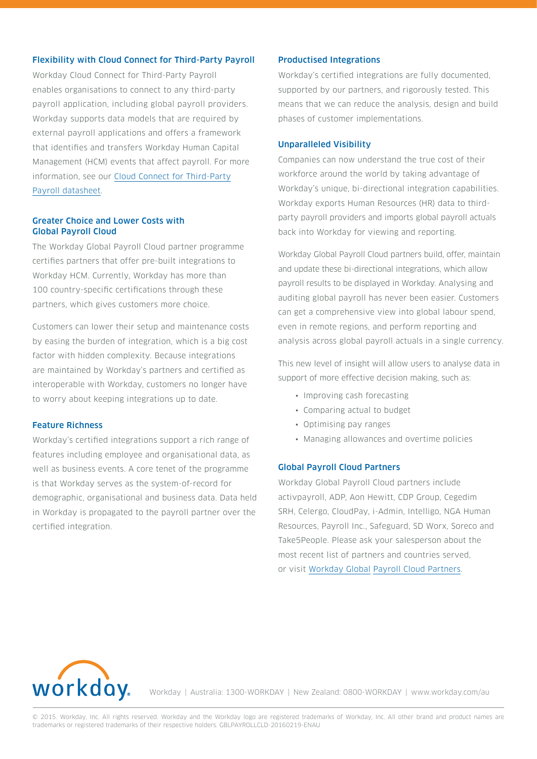### Flexibility with Cloud Connect for Third-Party Payroll

Workday Cloud Connect for Third-Party Payroll enables organisations to connect to any third-party payroll application, including global payroll providers. Workday supports data models that are required by external payroll applications and offers a framework that identifies and transfers Workday Human Capital Management (HCM) events that affect payroll. For more information, see our Cloud Connect for Third-Party Payroll datasheet.

### Greater Choice and Lower Costs with Global Payroll Cloud

The Workday Global Payroll Cloud partner programme certifies partners that offer pre-built integrations to Workday HCM. Currently, Workday has more than 100 country-specific certifications through these partners, which gives customers more choice.

Customers can lower their setup and maintenance costs by easing the burden of integration, which is a big cost factor with hidden complexity. Because integrations are maintained by Workday's partners and certified as interoperable with Workday, customers no longer have to worry about keeping integrations up to date.

### Feature Richness

Workday's certified integrations support a rich range of features including employee and organisational data, as well as business events. A core tenet of the programme is that Workday serves as the system-of-record for demographic, organisational and business data. Data held in Workday is propagated to the payroll partner over the certified integration.

### Productised Integrations

Workday's certified integrations are fully documented, supported by our partners, and rigorously tested. This means that we can reduce the analysis, design and build phases of customer implementations.

### Unparalleled Visibility

Companies can now understand the true cost of their workforce around the world by taking advantage of Workday's unique, bi-directional integration capabilities. Workday exports Human Resources (HR) data to third-party payroll providers and imports global payroll actuals back into Workday for viewing and reporting.

Workday Global Payroll Cloud partners build, offer, maintain and update these bi-directional integrations, which allow payroll results to be displayed in Workday. Analysing and auditing global payroll has never been easier. Customers can get a comprehensive view into global labour spend, even in remote regions, and perform reporting and analysis across global payroll actuals in a single currency.

This new level of insight will allow users to analyse data in support of more effective decision making, such as:

- Improving cash forecasting
- Comparing actual to budget
- Optimising pay ranges
- Managing allowances and overtime policies

### Global Payroll Cloud Partners

Workday Global Payroll Cloud partners include activpayroll, ADP, Aon Hewitt, CDP Group, Cegedim SRH, Celergo, CloudPay, i-Admin, Intelligo, NGA Human Resources, Payroll Inc., Safeguard, SD Worx, Soreco and Take5People. Please ask your salesperson about the most recent list of partners and countries served, or visit Workday Global Payroll Cloud Partners.

Workday | Australia: 1300-WORKDAY | New Zealand: 0800-WORKDAY | www.workday.com/au

© 2015. Workday, Inc. All rights reserved. Workday and the Workday logo are registered trademarks of Workday, Inc. All other brand and product names are trademarks or registered trademarks of their respective holders. GBLPAYROLLCLD-20160219-ENAU